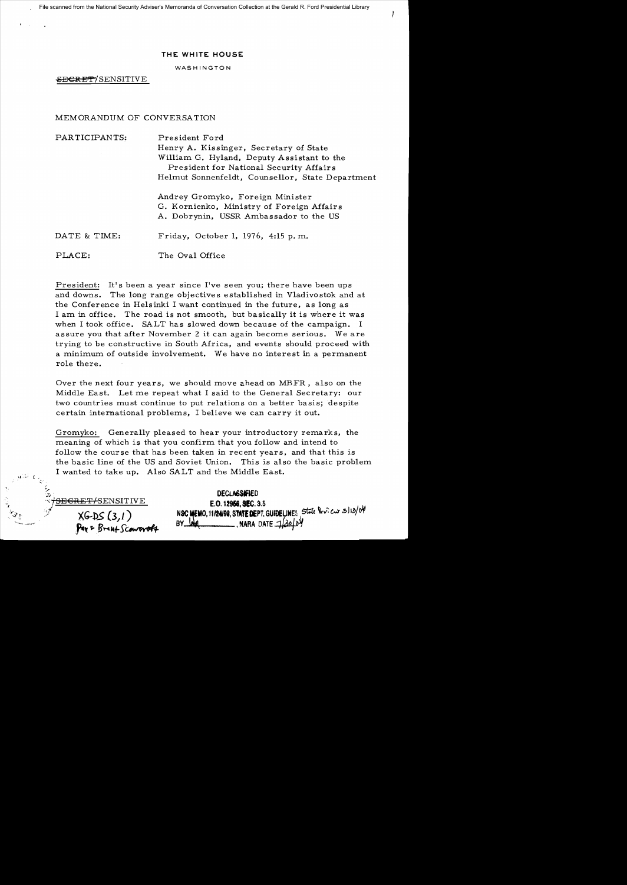File scanned from the National Security Adviser's Memoranda of Conversation Collection at the Gerald R. Ford Presidential Library

**THE WHITE HOUSE**

WASHINGTON

~~SECRET~~/SENSITIVE

MEMORANDUM OF CONVERSATION

PARTICIPANTS: President Ford
Henry A. Kissinger, Secretary of State
William G. Hyland, Deputy Assistant to the President for National Security Affairs
Helmut Sonnenfeldt, Counsellor, State Department

Andrey Gromyko, Foreign Minister
G. Kornienko, Ministry of Foreign Affairs
A. Dobrynin, USSR Ambassador to the US

DATE & TIME: Friday, October 1, 1976, 4:15 p.m.

PLACE: The Oval Office

President: It's been a year since I've seen you; there have been ups and downs. The long range objectives established in Vladivostok and at the Conference in Helsinki I want continued in the future, as long as I am in office. The road is not smooth, but basically it is where it was when I took office. SALT has slowed down because of the campaign. I assure you that after November 2 it can again become serious. We are trying to be constructive in South Africa, and events should proceed with a minimum of outside involvement. We have no interest in a permanent role there.

Over the next four years, we should move ahead on MBFR, also on the Middle East. Let me repeat what I said to the General Secretary: our two countries must continue to put relations on a better basis; despite certain international problems, I believe we can carry it out.

Gromyko: Generally pleased to hear your introductory remarks, the meaning of which is that you confirm that you follow and intend to follow the course that has been taken in recent years, and that this is the basic line of the US and Soviet Union. This is also the basic problem I wanted to take up. Also SALT and the Middle East.

~~SECRET~~/SENSITIVE
XGDS (3,1)
Per Brent Scowcroft

DECLASSIFIED
E.O. 12958, SEC. 3.5
NSC MEMO, 11/24/98, STATE DEPT. GUIDELINES State Rev. 3/13/04
BY [illegible], NARA DATE 7/30/04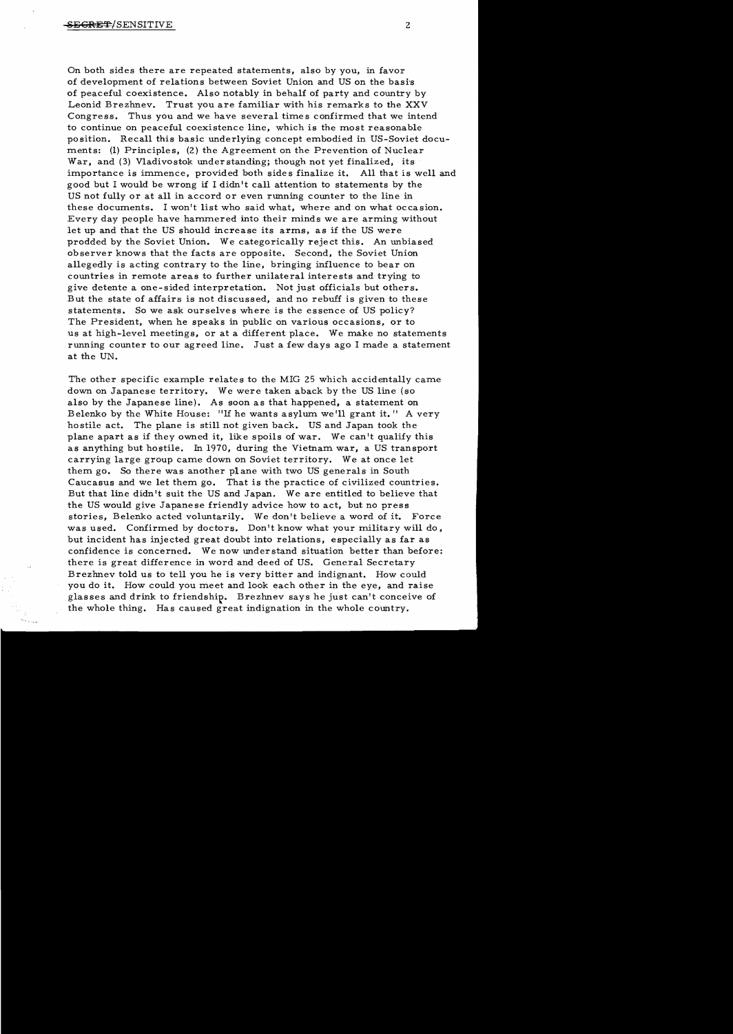On both sides there are repeated statements, also by you, in favor of development of relations between Soviet Union and US on the basis of peaceful coexistence. Also notably in behalf of party and country by Leonid Brezhnev. Trust you are familiar with his remarks to the XXV Congress. Thus you and we have several times confirmed that we intend to continue on peaceful coexistence line, which is the most reasonable position. Recall this basic underlying concept embodied in US-Soviet documents: (1) Principles, (2) the Agreement on the Prevention of Nuclear War, and (3) Vladivostok understanding; though not yet finalized, its importance is immence, provided both sides finalize it. All that is well and good but I would be wrong if I didn't call attention to statements by the US not fully or at all in accord or even running counter to the line in these documents. I won't list who said what, where and on what occasion. Every day people have hammered into their minds we are arming without let up and that the US should increase its arms, as if the US were prodded by the Soviet Union. We categorically reject this. An unbiased observer knows that the facts are opposite. Second, the Soviet Union allegedly is acting contrary to the line, bringing influence to bear on countries in remote areas to further unilateral interests and trying to give detente a one-sided interpretation. Not just officials but others. But the state of affairs is not discussed, and no rebuff is given to these statements. So we ask ourselves where is the essence of US policy? The President, when he speaks in public on various occasions, or to us at high-level meetings, or at a different place. We make no statements running counter to our agreed line. Just a few days ago I made a statement at the UN.

The other specific example relates to the MIG 25 which accidentally came down on Japanese territory. We were taken aback by the US line (so also by the Japanese line). As soon as that happened, a statement on Belenko by the White House: "If he wants asylum we'll grant it." A very hostile act. The plane is still not given back. US and Japan took the plane apart as if they owned it, like spoils of war. We can't qualify this as anything but hostile. In 1970, during the Vietnam war, a US transport carrying large group came down on Soviet territory. We at once let them go. So there was another plane with two US generals in South Caucasus and we let them go. That is the practice of civilized countries. But that line didn't suit the US and Japan. We are entitled to believe that the US would give Japanese friendly advice how to act, but no press stories, Belenko acted voluntarily. We don't believe a word of it. Force was used. Confirmed by doctors. Don't know what your military will do, but incident has injected great doubt into relations, especially as far as confidence is concerned. We now understand situation better than before: there is great difference in word and deed of US. General Secretary Brezhnev told us to tell you he is very bitter and indignant. How could you do it. How could you meet and look each other in the eye, and raise glasses and drink to friendship. Brezhnev says he just can't conceive of the whole thing. Has caused great indignation in the whole country.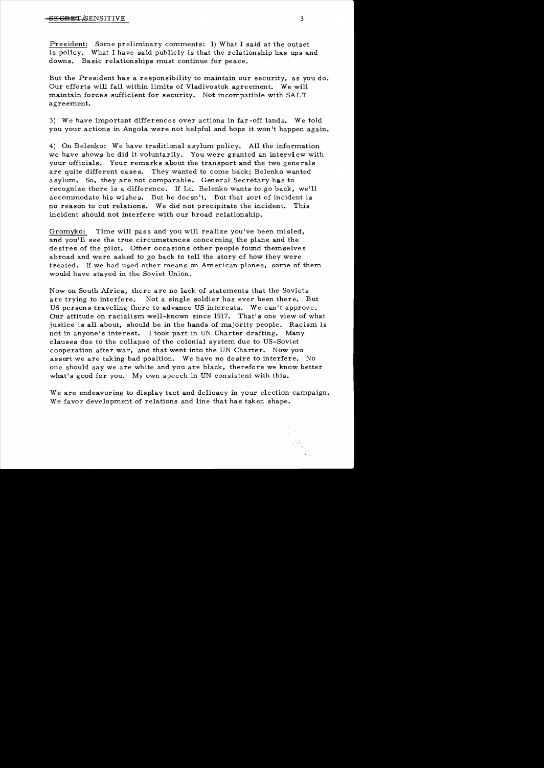President: Some preliminary comments: 1) What I said at the outset is policy. What I have said publicly is that the relationship has ups and downs. Basic relationships must continue for peace.

But the President has a responsibility to maintain our security, as you do. Our efforts will fall within limits of Vladivostok agreement. We will maintain forces sufficient for security. Not incompatible with SALT agreement.

3) We have important differences over actions in far-off lands. We told you your actions in Angola were not helpful and hope it won't happen again.

4) On Belenko: We have traditional asylum policy. All the information we have shows he did it voluntarily. You were granted an interview with your officials. Your remarks about the transport and the two generals are quite different cases. They wanted to come back; Belenko wanted asylum. So, they are not comparable. General Secretary has to recognize there is a difference. If Lt. Belenko wants to go back, we'll accommodate his wishes. But he doesn't. But that sort of incident is no reason to cut relations. We did not precipitate the incident. This incident should not interfere with our broad relationship.

Gromyko: Time will pass and you will realize you've been misled, and you'll see the true circumstances concerning the plane and the desires of the pilot. Other occasions other people found themselves abroad and were asked to go back to tell the story of how they were treated. If we had used other means on American planes, some of them would have stayed in the Soviet Union.

Now on South Africa, there are no lack of statements that the Soviets are trying to interfere. Not a single soldier has ever been there. But US persons traveling there to advance US interests. We can't approve. Our attitude on racialism well-known since 1917. That's one view of what justice is all about, should be in the hands of majority people. Racism is not in anyone's interest. I took part in UN Charter drafting. Many clauses due to the collapse of the colonial system due to US-Soviet cooperation after war, and that went into the UN Charter. Now you assert we are taking bad position. We have no desire to interfere. No one should say we are white and you are black, therefore we know better what's good for you. My own speech in UN consistent with this.

We are endeavoring to display tact and delicacy in your election campaign. We favor development of relations and line that has taken shape.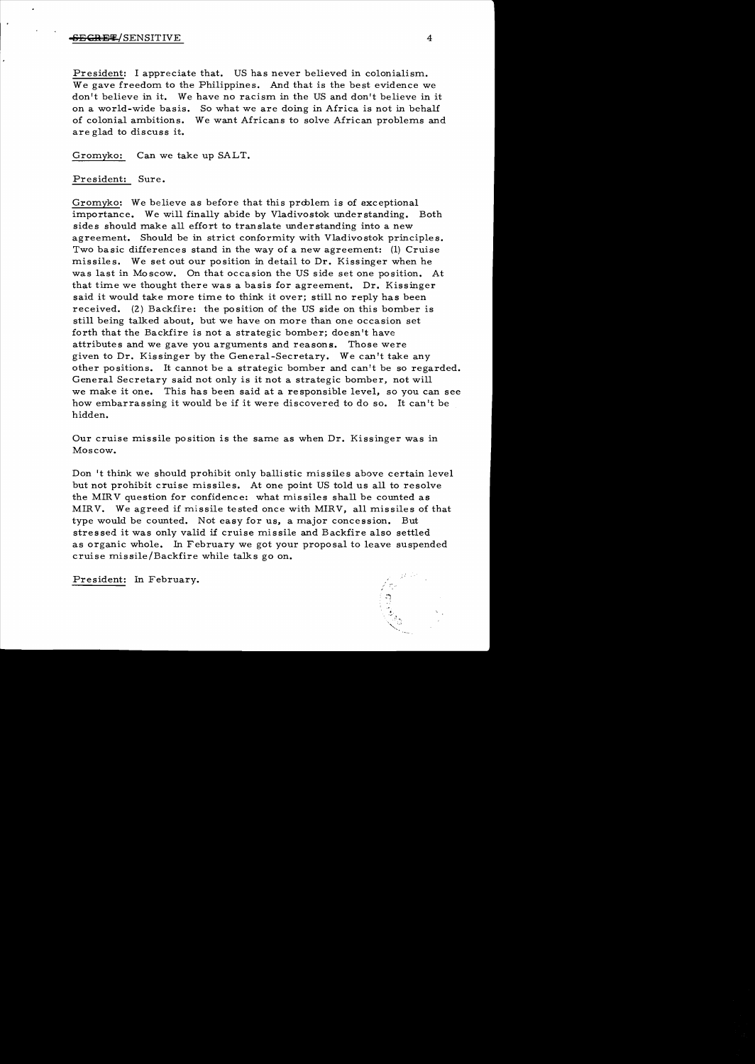President: I appreciate that. US has never believed in colonialism. We gave freedom to the Philippines. And that is the best evidence we don't believe in it. We have no racism in the US and don't believe in it on a world-wide basis. So what we are doing in Africa is not in behalf of colonial ambitions. We want Africans to solve African problems and are glad to discuss it.

Gromyko: Can we take up SALT.

President: Sure.

Gromyko: We believe as before that this problem is of exceptional importance. We will finally abide by Vladivostok understanding. Both sides should make all effort to translate understanding into a new agreement. Should be in strict conformity with Vladivostok principles. Two basic differences stand in the way of a new agreement: (1) Cruise missiles. We set out our position in detail to Dr. Kissinger when he was last in Moscow. On that occasion the US side set one position. At that time we thought there was a basis for agreement. Dr. Kissinger said it would take more time to think it over; still no reply has been received. (2) Backfire: the position of the US side on this bomber is still being talked about, but we have on more than one occasion set forth that the Backfire is not a strategic bomber; doesn't have attributes and we gave you arguments and reasons. Those were given to Dr. Kissinger by the General-Secretary. We can't take any other positions. It cannot be a strategic bomber and can't be so regarded. General Secretary said not only is it not a strategic bomber, not will we make it one. This has been said at a responsible level, so you can see how embarrassing it would be if it were discovered to do so. It can't be hidden.

Our cruise missile position is the same as when Dr. Kissinger was in Moscow.

Don't think we should prohibit only ballistic missiles above certain level but not prohibit cruise missiles. At one point US told us all to resolve the MIRV question for confidence: what missiles shall be counted as MIRV. We agreed if missile tested once with MIRV, all missiles of that type would be counted. Not easy for us, a major concession. But stressed it was only valid if cruise missile and Backfire also settled as organic whole. In February we got your proposal to leave suspended cruise missile/Backfire while talks go on.

President: In February.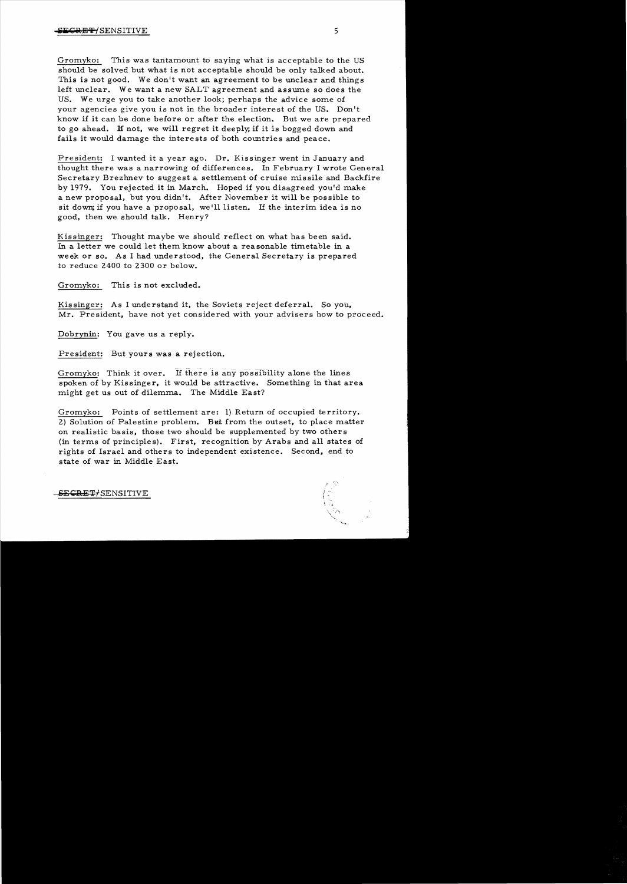Gromyko: This was tantamount to saying what is acceptable to the US should be solved but what is not acceptable should be only talked about. This is not good. We don't want an agreement to be unclear and things left unclear. We want a new SALT agreement and assume so does the US. We urge you to take another look; perhaps the advice some of your agencies give you is not in the broader interest of the US. Don't know if it can be done before or after the election. But we are prepared to go ahead. If not, we will regret it deeply; if it is bogged down and fails it would damage the interests of both countries and peace.

President: I wanted it a year ago. Dr. Kissinger went in January and thought there was a narrowing of differences. In February I wrote General Secretary Brezhnev to suggest a settlement of cruise missile and Backfire by 1979. You rejected it in March. Hoped if you disagreed you'd make a new proposal, but you didn't. After November it will be possible to sit down; if you have a proposal, we'll listen. If the interim idea is no good, then we should talk. Henry?

Kissinger: Thought maybe we should reflect on what has been said. In a letter we could let them know about a reasonable timetable in a week or so. As I had understood, the General Secretary is prepared to reduce 2400 to 2300 or below.

Gromyko: This is not excluded.

Kissinger: As I understand it, the Soviets reject deferral. So you, Mr. President, have not yet considered with your advisers how to proceed.

Dobrynin: You gave us a reply.

President: But yours was a rejection.

Gromyko: Think it over. If there is any possibility alone the lines spoken of by Kissinger, it would be attractive. Something in that area might get us out of dilemma. The Middle East?

Gromyko: Points of settlement are: 1) Return of occupied territory. 2) Solution of Palestine problem. But from the outset, to place matter on realistic basis, those two should be supplemented by two others (in terms of principles). First, recognition by Arabs and all states of rights of Israel and others to independent existence. Second, end to state of war in Middle East.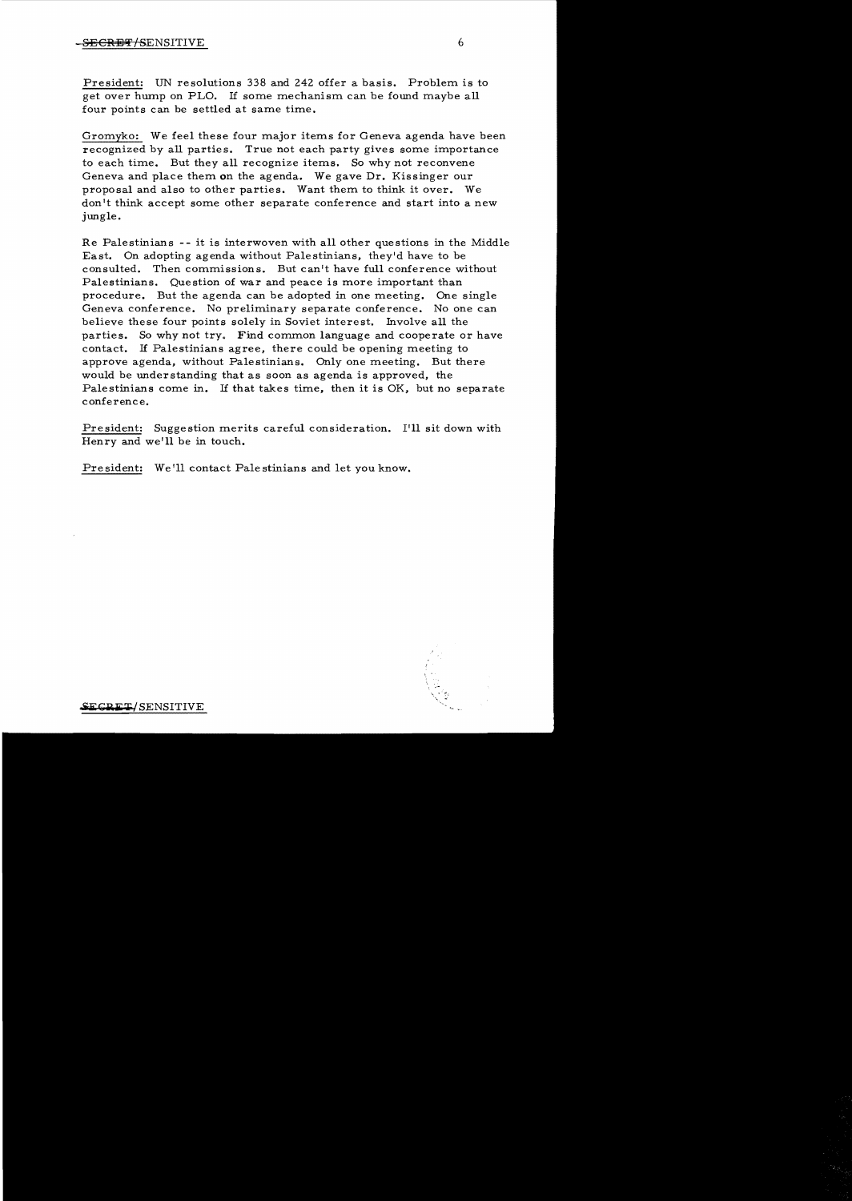President: UN resolutions 338 and 242 offer a basis. Problem is to get over hump on PLO. If some mechanism can be found maybe all four points can be settled at same time.

Gromyko: We feel these four major items for Geneva agenda have been recognized by all parties. True not each party gives some importance to each time. But they all recognize items. So why not reconvene Geneva and place them on the agenda. We gave Dr. Kissinger our proposal and also to other parties. Want them to think it over. We don't think accept some other separate conference and start into a new jungle.

Re Palestinians -- it is interwoven with all other questions in the Middle East. On adopting agenda without Palestinians, they'd have to be consulted. Then commissions. But can't have full conference without Palestinians. Question of war and peace is more important than procedure. But the agenda can be adopted in one meeting. One single Geneva conference. No preliminary separate conference. No one can believe these four points solely in Soviet interest. Involve all the parties. So why not try. Find common language and cooperate or have contact. If Palestinians agree, there could be opening meeting to approve agenda, without Palestinians. Only one meeting. But there would be understanding that as soon as agenda is approved, the Palestinians come in. If that takes time, then it is OK, but no separate conference.

President: Suggestion merits careful consideration. I'll sit down with Henry and we'll be in touch.

President: We'll contact Palestinians and let you know.